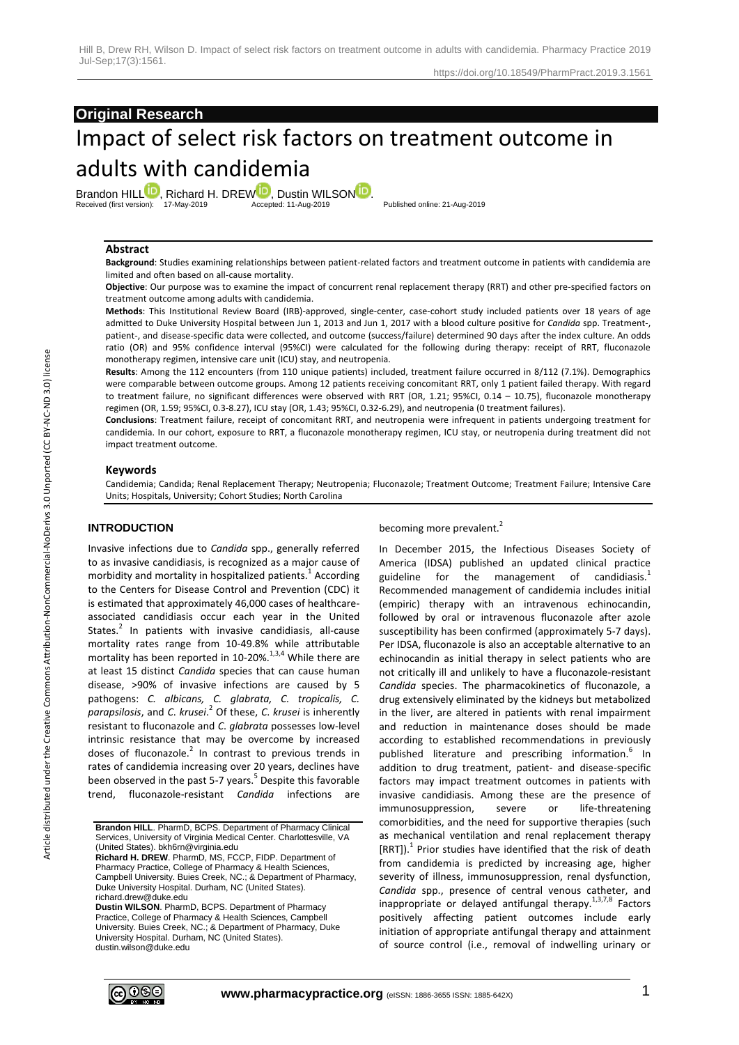**Original Research**

# Impact of select risk factors on treatment outcome in adults with candidemia

Brandon HILL, Richard H. DREW, Dustin WILSON.

Received (first version): 17-May-2019 Accepted: 11-Aug-2019 Published online: 21-Aug-2019

## Abstract

**Background**: Studies examining relationships between patient-related factors and treatment outcome in patients with candidemia are limited and often based on all-cause mortality.

**Objective**: Our purpose was to examine the impact of concurrent renal replacement therapy (RRT) and other pre-specified factors on treatment outcome among adults with candidemia.

**Methods**: This Institutional Review Board (IRB)-approved, single-center, case-cohort study included patients over 18 years of age admitted to Duke University Hospital between Jun 1, 2013 and Jun 1, 2017 with a blood culture positive for *Candida* spp. Treatment-, patient-, and disease-specific data were collected, and outcome (success/failure) determined 90 days after the index culture. An odds ratio (OR) and 95% confidence interval (95%CI) were calculated for the following during therapy: receipt of RRT, fluconazole monotherapy regimen, intensive care unit (ICU) stay, and neutropenia.

**Results**: Among the 112 encounters (from 110 unique patients) included, treatment failure occurred in 8/112 (7.1%). Demographics were comparable between outcome groups. Among 12 patients receiving concomitant RRT, only 1 patient failed therapy. With regard to treatment failure, no significant differences were observed with RRT (OR, 1.21; 95%CI, 0.14 – 10.75), fluconazole monotherapy regimen (OR, 1.59; 95%CI, 0.3-8.27), ICU stay (OR, 1.43; 95%CI, 0.32-6.29), and neutropenia (0 treatment failures).

**Conclusions**: Treatment failure, receipt of concomitant RRT, and neutropenia were infrequent in patients undergoing treatment for candidemia. In our cohort, exposure to RRT, a fluconazole monotherapy regimen, ICU stay, or neutropenia during treatment did not impact treatment outcome.

### Keywords

Candidemia; Candida; Renal Replacement Therapy; Neutropenia; Fluconazole; Treatment Outcome; Treatment Failure; Intensive Care Units; Hospitals, University; Cohort Studies; North Carolina

## INTRODUCTION

Invasive infections due to *Candida* spp., generally referred to as invasive candidiasis, is recognized as a major cause of morbidity and mortality in hospitalized patients.[1] According to the Centers for Disease Control and Prevention (CDC) it is estimated that approximately 46,000 cases of healthcare-associated candidiasis occur each year in the United States.[2] In patients with invasive candidiasis, all-cause mortality rates range from 10-49.8% while attributable mortality has been reported in 10-20%.[1,3,4] While there are at least 15 distinct *Candida* species that can cause human disease, >90% of invasive infections are caused by 5 pathogens: *C. albicans, C. glabrata, C. tropicalis, C. parapsilosis*, and *C. krusei*.[2] Of these, *C. krusei* is inherently resistant to fluconazole and *C. glabrata* possesses low-level intrinsic resistance that may be overcome by increased doses of fluconazole.[2] In contrast to previous trends in rates of candidemia increasing over 20 years, declines have been observed in the past 5-7 years.[5] Despite this favorable trend, fluconazole-resistant *Candida* infections are becoming more prevalent.[2]

In December 2015, the Infectious Diseases Society of America (IDSA) published an updated clinical practice guideline for the management of candidiasis.[1] Recommended management of candidemia includes initial (empiric) therapy with an intravenous echinocandin, followed by oral or intravenous fluconazole after azole susceptibility has been confirmed (approximately 5-7 days). Per IDSA, fluconazole is also an acceptable alternative to an echinocandin as initial therapy in select patients who are not critically ill and unlikely to have a fluconazole-resistant *Candida* species. The pharmacokinetics of fluconazole, a drug extensively eliminated by the kidneys but metabolized in the liver, are altered in patients with renal impairment and reduction in maintenance doses should be made according to established recommendations in previously published literature and prescribing information.[6] In addition to drug treatment, patient- and disease-specific factors may impact treatment outcomes in patients with invasive candidiasis. Among these are the presence of immunosuppression, severe or life-threatening comorbidities, and the need for supportive therapies (such as mechanical ventilation and renal replacement therapy [RRT]).[1] Prior studies have identified that the risk of death from candidemia is predicted by increasing age, higher severity of illness, immunosuppression, renal dysfunction, *Candida* spp., presence of central venous catheter, and inappropriate or delayed antifungal therapy.[1,3,7,8] Factors positively affecting patient outcomes include early initiation of appropriate antifungal therapy and attainment of source control (i.e., removal of indwelling urinary or

**Brandon HILL**. PharmD, BCPS. Department of Pharmacy Clinical Services, University of Virginia Medical Center. Charlottesville, VA (United States). bkh6rn@virginia.edu

**Richard H. DREW**. PharmD, MS, FCCP, FIDP. Department of Pharmacy Practice, College of Pharmacy & Health Sciences, Campbell University. Buies Creek, NC.; & Department of Pharmacy, Duke University Hospital. Durham, NC (United States). richard.drew@duke.edu

**Dustin WILSON**. PharmD, BCPS. Department of Pharmacy Practice, College of Pharmacy & Health Sciences, Campbell University. Buies Creek, NC.; & Department of Pharmacy, Duke University Hospital. Durham, NC (United States). dustin.wilson@duke.edu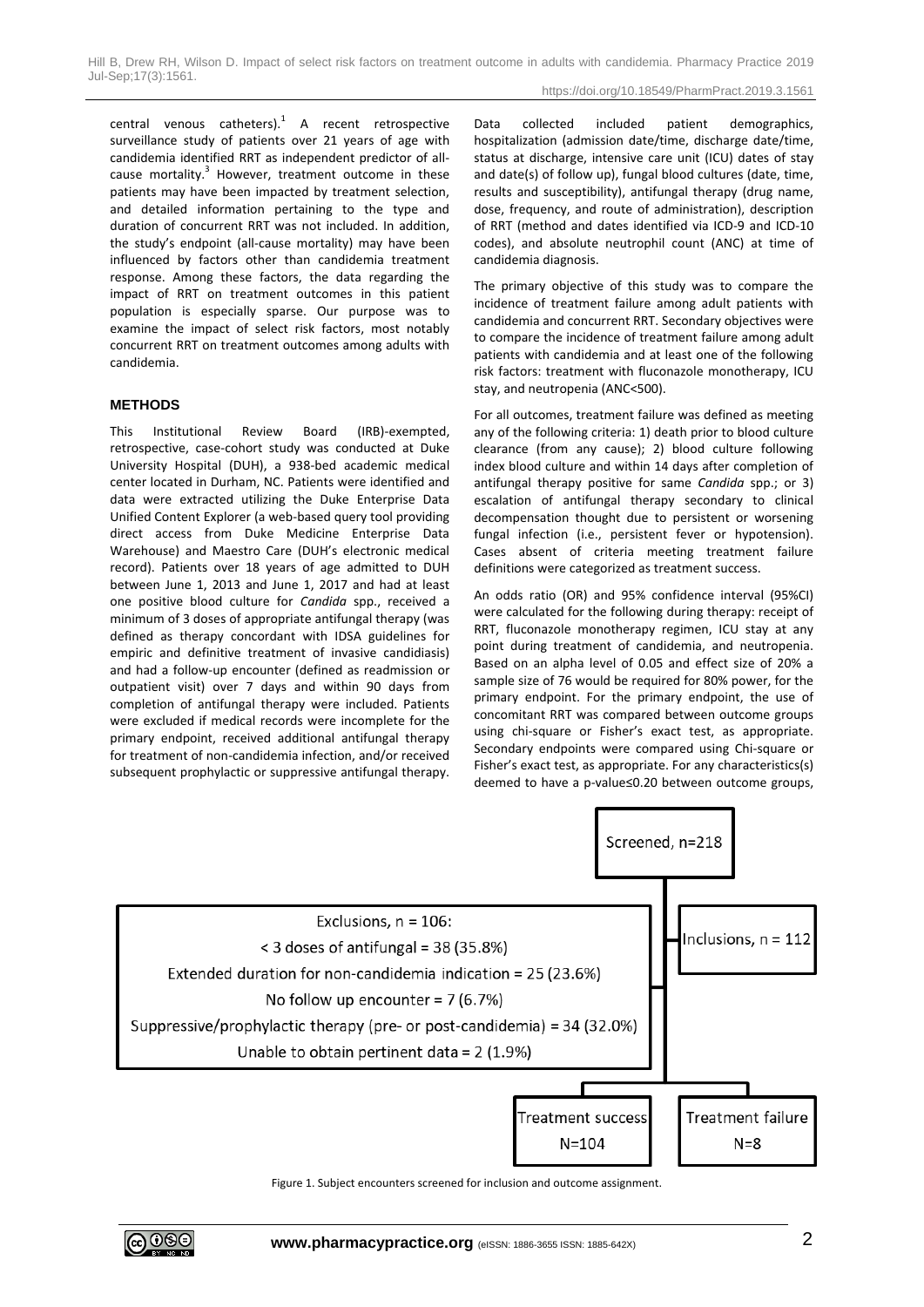central venous catheters).[1] A recent retrospective surveillance study of patients over 21 years of age with candidemia identified RRT as independent predictor of all-cause mortality.[3] However, treatment outcome in these patients may have been impacted by treatment selection, and detailed information pertaining to the type and duration of concurrent RRT was not included. In addition, the study's endpoint (all-cause mortality) may have been influenced by factors other than candidemia treatment response. Among these factors, the data regarding the impact of RRT on treatment outcomes in this patient population is especially sparse. Our purpose was to examine the impact of select risk factors, most notably concurrent RRT on treatment outcomes among adults with candidemia.

## METHODS

This Institutional Review Board (IRB)-exempted, retrospective, case-cohort study was conducted at Duke University Hospital (DUH), a 938-bed academic medical center located in Durham, NC. Patients were identified and data were extracted utilizing the Duke Enterprise Data Unified Content Explorer (a web-based query tool providing direct access from Duke Medicine Enterprise Data Warehouse) and Maestro Care (DUH's electronic medical record). Patients over 18 years of age admitted to DUH between June 1, 2013 and June 1, 2017 and had at least one positive blood culture for *Candida* spp., received a minimum of 3 doses of appropriate antifungal therapy (was defined as therapy concordant with IDSA guidelines for empiric and definitive treatment of invasive candidiasis) and had a follow-up encounter (defined as readmission or outpatient visit) over 7 days and within 90 days from completion of antifungal therapy were included. Patients were excluded if medical records were incomplete for the primary endpoint, received additional antifungal therapy for treatment of non-candidemia infection, and/or received subsequent prophylactic or suppressive antifungal therapy.

Data collected included patient demographics, hospitalization (admission date/time, discharge date/time, status at discharge, intensive care unit (ICU) dates of stay and date(s) of follow up), fungal blood cultures (date, time, results and susceptibility), antifungal therapy (drug name, dose, frequency, and route of administration), description of RRT (method and dates identified via ICD-9 and ICD-10 codes), and absolute neutrophil count (ANC) at time of candidemia diagnosis.

The primary objective of this study was to compare the incidence of treatment failure among adult patients with candidemia and concurrent RRT. Secondary objectives were to compare the incidence of treatment failure among adult patients with candidemia and at least one of the following risk factors: treatment with fluconazole monotherapy, ICU stay, and neutropenia (ANC<500).

For all outcomes, treatment failure was defined as meeting any of the following criteria: 1) death prior to blood culture clearance (from any cause); 2) blood culture following index blood culture and within 14 days after completion of antifungal therapy positive for same *Candida* spp.; or 3) escalation of antifungal therapy secondary to clinical decompensation thought due to persistent or worsening fungal infection (i.e., persistent fever or hypotension). Cases absent of criteria meeting treatment failure definitions were categorized as treatment success.

An odds ratio (OR) and 95% confidence interval (95%CI) were calculated for the following during therapy: receipt of RRT, fluconazole monotherapy regimen, ICU stay at any point during treatment of candidemia, and neutropenia. Based on an alpha level of 0.05 and effect size of 20% a sample size of 76 would be required for 80% power, for the primary endpoint. For the primary endpoint, the use of concomitant RRT was compared between outcome groups using chi-square or Fisher's exact test, as appropriate. Secondary endpoints were compared using Chi-square or Fisher's exact test, as appropriate. For any characteristics(s) deemed to have a p-value≤0.20 between outcome groups,

Screened, n=218

Exclusions, n = 106:
< 3 doses of antifungal = 38 (35.8%)
Extended duration for non-candidemia indication = 25 (23.6%)
No follow up encounter = 7 (6.7%)
Suppressive/prophylactic therapy (pre- or post-candidemia) = 34 (32.0%)
Unable to obtain pertinent data = 2 (1.9%)

Inclusions, n = 112

Treatment success N=104

Treatment failure N=8

Figure 1. Subject encounters screened for inclusion and outcome assignment.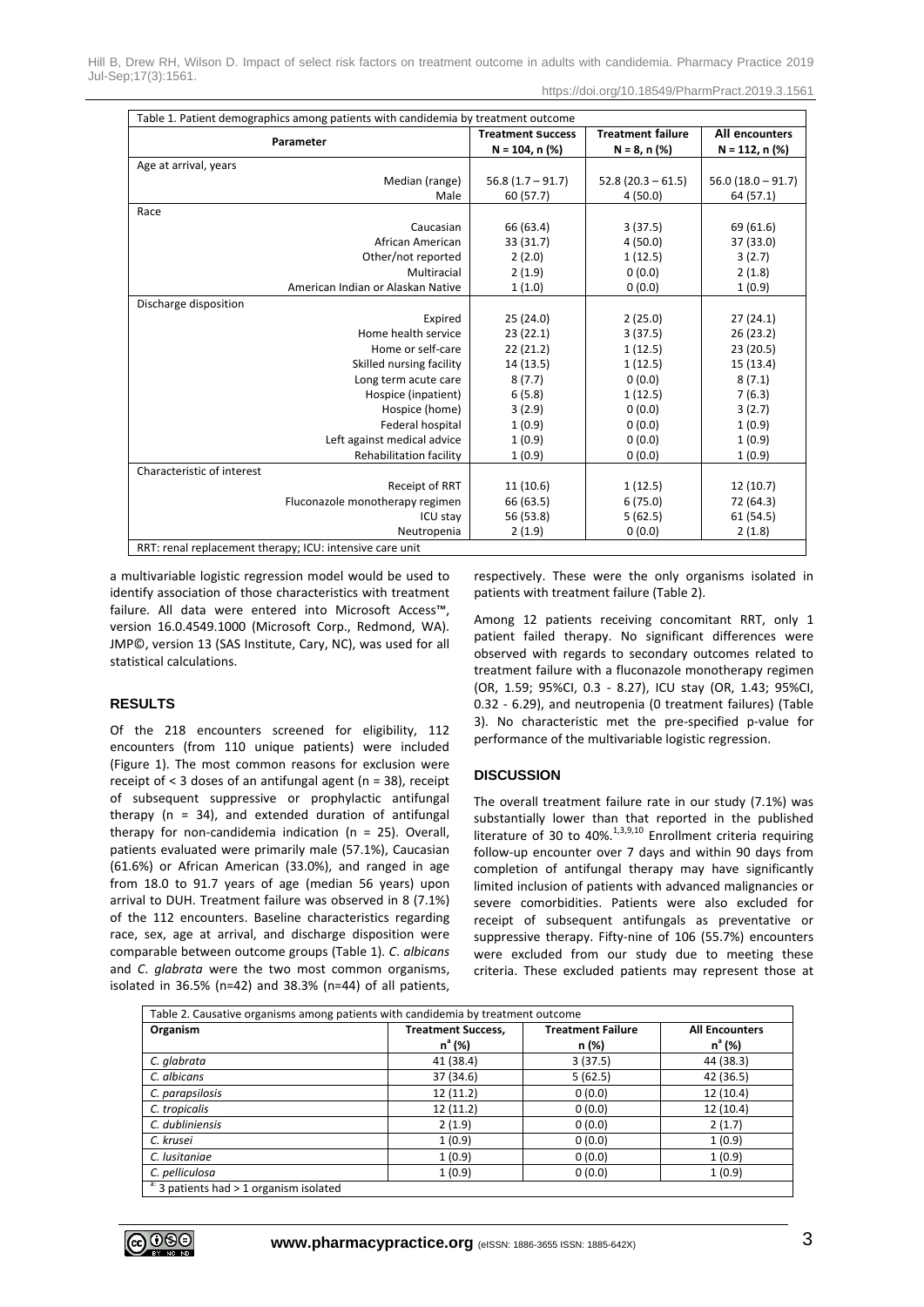Table 1. Patient demographics among patients with candidemia by treatment outcome

| Parameter | Treatment success N = 104, n (%) | Treatment failure N = 8, n (%) | All encounters N = 112, n (%) |
|---|---|---|---|
| Age at arrival, years | | | |
| Median (range) | 56.8 (1.7 – 91.7) | 52.8 (20.3 – 61.5) | 56.0 (18.0 – 91.7) |
| Male | 60 (57.7) | 4 (50.0) | 64 (57.1) |
| Race | | | |
| Caucasian | 66 (63.4) | 3 (37.5) | 69 (61.6) |
| African American | 33 (31.7) | 4 (50.0) | 37 (33.0) |
| Other/not reported | 2 (2.0) | 1 (12.5) | 3 (2.7) |
| Multiracial | 2 (1.9) | 0 (0.0) | 2 (1.8) |
| American Indian or Alaskan Native | 1 (1.0) | 0 (0.0) | 1 (0.9) |
| Discharge disposition | | | |
| Expired | 25 (24.0) | 2 (25.0) | 27 (24.1) |
| Home health service | 23 (22.1) | 3 (37.5) | 26 (23.2) |
| Home or self-care | 22 (21.2) | 1 (12.5) | 23 (20.5) |
| Skilled nursing facility | 14 (13.5) | 1 (12.5) | 15 (13.4) |
| Long term acute care | 8 (7.7) | 0 (0.0) | 8 (7.1) |
| Hospice (inpatient) | 6 (5.8) | 1 (12.5) | 7 (6.3) |
| Hospice (home) | 3 (2.9) | 0 (0.0) | 3 (2.7) |
| Federal hospital | 1 (0.9) | 0 (0.0) | 1 (0.9) |
| Left against medical advice | 1 (0.9) | 0 (0.0) | 1 (0.9) |
| Rehabilitation facility | 1 (0.9) | 0 (0.0) | 1 (0.9) |
| Characteristic of interest | | | |
| Receipt of RRT | 11 (10.6) | 1 (12.5) | 12 (10.7) |
| Fluconazole monotherapy regimen | 66 (63.5) | 6 (75.0) | 72 (64.3) |
| ICU stay | 56 (53.8) | 5 (62.5) | 61 (54.5) |
| Neutropenia | 2 (1.9) | 0 (0.0) | 2 (1.8) |

RRT: renal replacement therapy; ICU: intensive care unit

a multivariable logistic regression model would be used to identify association of those characteristics with treatment failure. All data were entered into Microsoft Access™, version 16.0.4549.1000 (Microsoft Corp., Redmond, WA). JMP©, version 13 (SAS Institute, Cary, NC), was used for all statistical calculations.

## RESULTS

Of the 218 encounters screened for eligibility, 112 encounters (from 110 unique patients) were included (Figure 1). The most common reasons for exclusion were receipt of < 3 doses of an antifungal agent (n = 38), receipt of subsequent suppressive or prophylactic antifungal therapy (n = 34), and extended duration of antifungal therapy for non-candidemia indication (n = 25). Overall, patients evaluated were primarily male (57.1%), Caucasian (61.6%) or African American (33.0%), and ranged in age from 18.0 to 91.7 years of age (median 56 years) upon arrival to DUH. Treatment failure was observed in 8 (7.1%) of the 112 encounters. Baseline characteristics regarding race, sex, age at arrival, and discharge disposition were comparable between outcome groups (Table 1). *C. albicans* and *C. glabrata* were the two most common organisms, isolated in 36.5% (n=42) and 38.3% (n=44) of all patients, respectively. These were the only organisms isolated in patients with treatment failure (Table 2).

Among 12 patients receiving concomitant RRT, only 1 patient failed therapy. No significant differences were observed with regards to secondary outcomes related to treatment failure with a fluconazole monotherapy regimen (OR, 1.59; 95%CI, 0.3 - 8.27), ICU stay (OR, 1.43; 95%CI, 0.32 - 6.29), and neutropenia (0 treatment failures) (Table 3). No characteristic met the pre-specified p-value for performance of the multivariable logistic regression.

## DISCUSSION

The overall treatment failure rate in our study (7.1%) was substantially lower than that reported in the published literature of 30 to 40%.[1,3,9,10] Enrollment criteria requiring follow-up encounter over 7 days and within 90 days from completion of antifungal therapy may have significantly limited inclusion of patients with advanced malignancies or severe comorbidities. Patients were also excluded for receipt of subsequent antifungals as preventative or suppressive therapy. Fifty-nine of 106 (55.7%) encounters were excluded from our study due to meeting these criteria. These excluded patients may represent those at

Table 2. Causative organisms among patients with candidemia by treatment outcome

| Organism | Treatment Success, n[a] (%) | Treatment Failure n (%) | All Encounters n[a] (%) |
|---|---|---|---|
| *C. glabrata* | 41 (38.4) | 3 (37.5) | 44 (38.3) |
| *C. albicans* | 37 (34.6) | 5 (62.5) | 42 (36.5) |
| *C. parapsilosis* | 12 (11.2) | 0 (0.0) | 12 (10.4) |
| *C. tropicalis* | 12 (11.2) | 0 (0.0) | 12 (10.4) |
| *C. dubliniensis* | 2 (1.9) | 0 (0.0) | 2 (1.7) |
| *C. krusei* | 1 (0.9) | 0 (0.0) | 1 (0.9) |
| *C. lusitaniae* | 1 (0.9) | 0 (0.0) | 1 (0.9) |
| *C. pelliculosa* | 1 (0.9) | 0 (0.0) | 1 (0.9) |

[a]: 3 patients had > 1 organism isolated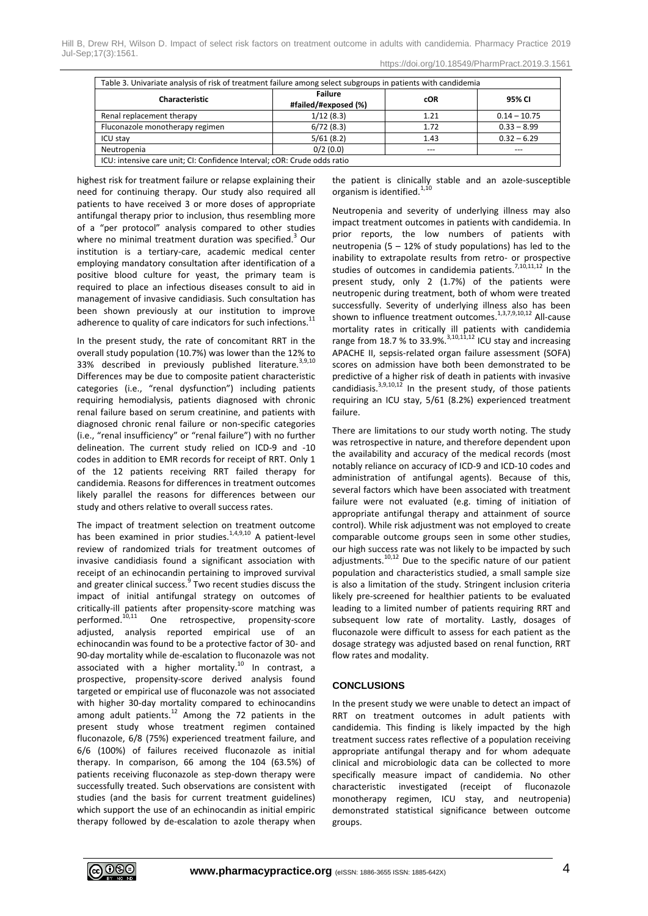Table 3. Univariate analysis of risk of treatment failure among select subgroups in patients with candidemia

| Characteristic | Failure #failed/#exposed (%) | cOR | 95% CI |
|---|---|---|---|
| Renal replacement therapy | 1/12 (8.3) | 1.21 | 0.14 – 10.75 |
| Fluconazole monotherapy regimen | 6/72 (8.3) | 1.72 | 0.33 – 8.99 |
| ICU stay | 5/61 (8.2) | 1.43 | 0.32 – 6.29 |
| Neutropenia | 0/2 (0.0) | --- | --- |

ICU: intensive care unit; CI: Confidence Interval; cOR: Crude odds ratio

highest risk for treatment failure or relapse explaining their need for continuing therapy. Our study also required all patients to have received 3 or more doses of appropriate antifungal therapy prior to inclusion, thus resembling more of a "per protocol" analysis compared to other studies where no minimal treatment duration was specified.[3] Our institution is a tertiary-care, academic medical center employing mandatory consultation after identification of a positive blood culture for yeast, the primary team is required to place an infectious diseases consult to aid in management of invasive candidiasis. Such consultation has been shown previously at our institution to improve adherence to quality of care indicators for such infections.[11]

In the present study, the rate of concomitant RRT in the overall study population (10.7%) was lower than the 12% to 33% described in previously published literature.[3,9,10] Differences may be due to composite patient characteristic categories (i.e., "renal dysfunction") including patients requiring hemodialysis, patients diagnosed with chronic renal failure based on serum creatinine, and patients with diagnosed chronic renal failure or non-specific categories (i.e., "renal insufficiency" or "renal failure") with no further delineation. The current study relied on ICD-9 and -10 codes in addition to EMR records for receipt of RRT. Only 1 of the 12 patients receiving RRT failed therapy for candidemia. Reasons for differences in treatment outcomes likely parallel the reasons for differences between our study and others relative to overall success rates.

The impact of treatment selection on treatment outcome has been examined in prior studies.[1,4,9,10] A patient-level review of randomized trials for treatment outcomes of invasive candidiasis found a significant association with receipt of an echinocandin pertaining to improved survival and greater clinical success.[9] Two recent studies discuss the impact of initial antifungal strategy on outcomes of critically-ill patients after propensity-score matching was performed.[10,11] One retrospective, propensity-score adjusted, analysis reported empirical use of an echinocandin was found to be a protective factor of 30- and 90-day mortality while de-escalation to fluconazole was not associated with a higher mortality.[10] In contrast, a prospective, propensity-score derived analysis found targeted or empirical use of fluconazole was not associated with higher 30-day mortality compared to echinocandins among adult patients.[12] Among the 72 patients in the present study whose treatment regimen contained fluconazole, 6/8 (75%) experienced treatment failure, and 6/6 (100%) of failures received fluconazole as initial therapy. In comparison, 66 among the 104 (63.5%) of patients receiving fluconazole as step-down therapy were successfully treated. Such observations are consistent with studies (and the basis for current treatment guidelines) which support the use of an echinocandin as initial empiric therapy followed by de-escalation to azole therapy when the patient is clinically stable and an azole-susceptible organism is identified.[1,10]

Neutropenia and severity of underlying illness may also impact treatment outcomes in patients with candidemia. In prior reports, the low numbers of patients with neutropenia (5 – 12% of study populations) has led to the inability to extrapolate results from retro- or prospective studies of outcomes in candidemia patients.[7,10,11,12] In the present study, only 2 (1.7%) of the patients were neutropenic during treatment, both of whom were treated successfully. Severity of underlying illness also has been shown to influence treatment outcomes.[1,3,7,9,10,12] All-cause mortality rates in critically ill patients with candidemia range from 18.7 % to 33.9%.[3,10,11,12] ICU stay and increasing APACHE II, sepsis-related organ failure assessment (SOFA) scores on admission have both been demonstrated to be predictive of a higher risk of death in patients with invasive candidiasis.[3,9,10,12] In the present study, of those patients requiring an ICU stay, 5/61 (8.2%) experienced treatment failure.

There are limitations to our study worth noting. The study was retrospective in nature, and therefore dependent upon the availability and accuracy of the medical records (most notably reliance on accuracy of ICD-9 and ICD-10 codes and administration of antifungal agents). Because of this, several factors which have been associated with treatment failure were not evaluated (e.g. timing of initiation of appropriate antifungal therapy and attainment of source control). While risk adjustment was not employed to create comparable outcome groups seen in some other studies, our high success rate was not likely to be impacted by such adjustments.[10,12] Due to the specific nature of our patient population and characteristics studied, a small sample size is also a limitation of the study. Stringent inclusion criteria likely pre-screened for healthier patients to be evaluated leading to a limited number of patients requiring RRT and subsequent low rate of mortality. Lastly, dosages of fluconazole were difficult to assess for each patient as the dosage strategy was adjusted based on renal function, RRT flow rates and modality.

## CONCLUSIONS

In the present study we were unable to detect an impact of RRT on treatment outcomes in adult patients with candidemia. This finding is likely impacted by the high treatment success rates reflective of a population receiving appropriate antifungal therapy and for whom adequate clinical and microbiologic data can be collected to more specifically measure impact of candidemia. No other characteristic investigated (receipt of fluconazole monotherapy regimen, ICU stay, and neutropenia) demonstrated statistical significance between outcome groups.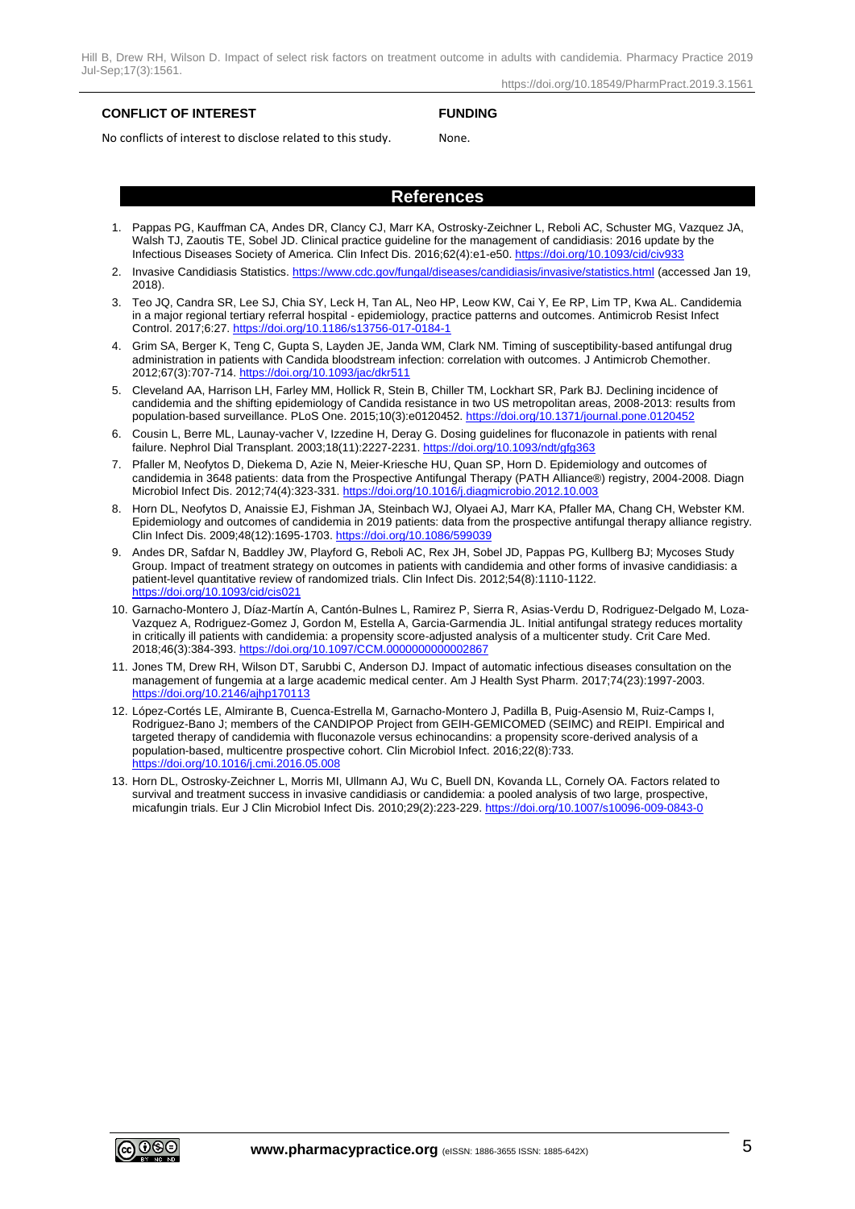**CONFLICT OF INTEREST**

No conflicts of interest to disclose related to this study.

**FUNDING**

None.

## References

1. Pappas PG, Kauffman CA, Andes DR, Clancy CJ, Marr KA, Ostrosky-Zeichner L, Reboli AC, Schuster MG, Vazquez JA, Walsh TJ, Zaoutis TE, Sobel JD. Clinical practice guideline for the management of candidiasis: 2016 update by the Infectious Diseases Society of America. Clin Infect Dis. 2016;62(4):e1-e50. https://doi.org/10.1093/cid/civ933
2. Invasive Candidiasis Statistics. https://www.cdc.gov/fungal/diseases/candidiasis/invasive/statistics.html (accessed Jan 19, 2018).
3. Teo JQ, Candra SR, Lee SJ, Chia SY, Leck H, Tan AL, Neo HP, Leow KW, Cai Y, Ee RP, Lim TP, Kwa AL. Candidemia in a major regional tertiary referral hospital - epidemiology, practice patterns and outcomes. Antimicrob Resist Infect Control. 2017;6:27. https://doi.org/10.1186/s13756-017-0184-1
4. Grim SA, Berger K, Teng C, Gupta S, Layden JE, Janda WM, Clark NM. Timing of susceptibility-based antifungal drug administration in patients with Candida bloodstream infection: correlation with outcomes. J Antimicrob Chemother. 2012;67(3):707-714. https://doi.org/10.1093/jac/dkr511
5. Cleveland AA, Harrison LH, Farley MM, Hollick R, Stein B, Chiller TM, Lockhart SR, Park BJ. Declining incidence of candidemia and the shifting epidemiology of Candida resistance in two US metropolitan areas, 2008-2013: results from population-based surveillance. PLoS One. 2015;10(3):e0120452. https://doi.org/10.1371/journal.pone.0120452
6. Cousin L, Berre ML, Launay-vacher V, Izzedine H, Deray G. Dosing guidelines for fluconazole in patients with renal failure. Nephrol Dial Transplant. 2003;18(11):2227-2231. https://doi.org/10.1093/ndt/gfg363
7. Pfaller M, Neofytos D, Diekema D, Azie N, Meier-Kriesche HU, Quan SP, Horn D. Epidemiology and outcomes of candidemia in 3648 patients: data from the Prospective Antifungal Therapy (PATH Alliance®) registry, 2004-2008. Diagn Microbiol Infect Dis. 2012;74(4):323-331. https://doi.org/10.1016/j.diagmicrobio.2012.10.003
8. Horn DL, Neofytos D, Anaissie EJ, Fishman JA, Steinbach WJ, Olyaei AJ, Marr KA, Pfaller MA, Chang CH, Webster KM. Epidemiology and outcomes of candidemia in 2019 patients: data from the prospective antifungal therapy alliance registry. Clin Infect Dis. 2009;48(12):1695-1703. https://doi.org/10.1086/599039
9. Andes DR, Safdar N, Baddley JW, Playford G, Reboli AC, Rex JH, Sobel JD, Pappas PG, Kullberg BJ; Mycoses Study Group. Impact of treatment strategy on outcomes in patients with candidemia and other forms of invasive candidiasis: a patient-level quantitative review of randomized trials. Clin Infect Dis. 2012;54(8):1110-1122. https://doi.org/10.1093/cid/cis021
10. Garnacho-Montero J, Díaz-Martín A, Cantón-Bulnes L, Ramirez P, Sierra R, Asias-Verdu D, Rodriguez-Delgado M, Loza-Vazquez A, Rodriguez-Gomez J, Gordon M, Estella A, Garcia-Garmendia JL. Initial antifungal strategy reduces mortality in critically ill patients with candidemia: a propensity score-adjusted analysis of a multicenter study. Crit Care Med. 2018;46(3):384-393. https://doi.org/10.1097/CCM.0000000000002867
11. Jones TM, Drew RH, Wilson DT, Sarubbi C, Anderson DJ. Impact of automatic infectious diseases consultation on the management of fungemia at a large academic medical center. Am J Health Syst Pharm. 2017;74(23):1997-2003. https://doi.org/10.2146/ajhp170113
12. López-Cortés LE, Almirante B, Cuenca-Estrella M, Garnacho-Montero J, Padilla B, Puig-Asensio M, Ruiz-Camps I, Rodriguez-Bano J; members of the CANDIPOP Project from GEIH-GEMICOMED (SEIMC) and REIPI. Empirical and targeted therapy of candidemia with fluconazole versus echinocandins: a propensity score-derived analysis of a population-based, multicentre prospective cohort. Clin Microbiol Infect. 2016;22(8):733. https://doi.org/10.1016/j.cmi.2016.05.008
13. Horn DL, Ostrosky-Zeichner L, Morris MI, Ullmann AJ, Wu C, Buell DN, Kovanda LL, Cornely OA. Factors related to survival and treatment success in invasive candidiasis or candidemia: a pooled analysis of two large, prospective, micafungin trials. Eur J Clin Microbiol Infect Dis. 2010;29(2):223-229. https://doi.org/10.1007/s10096-009-0843-0